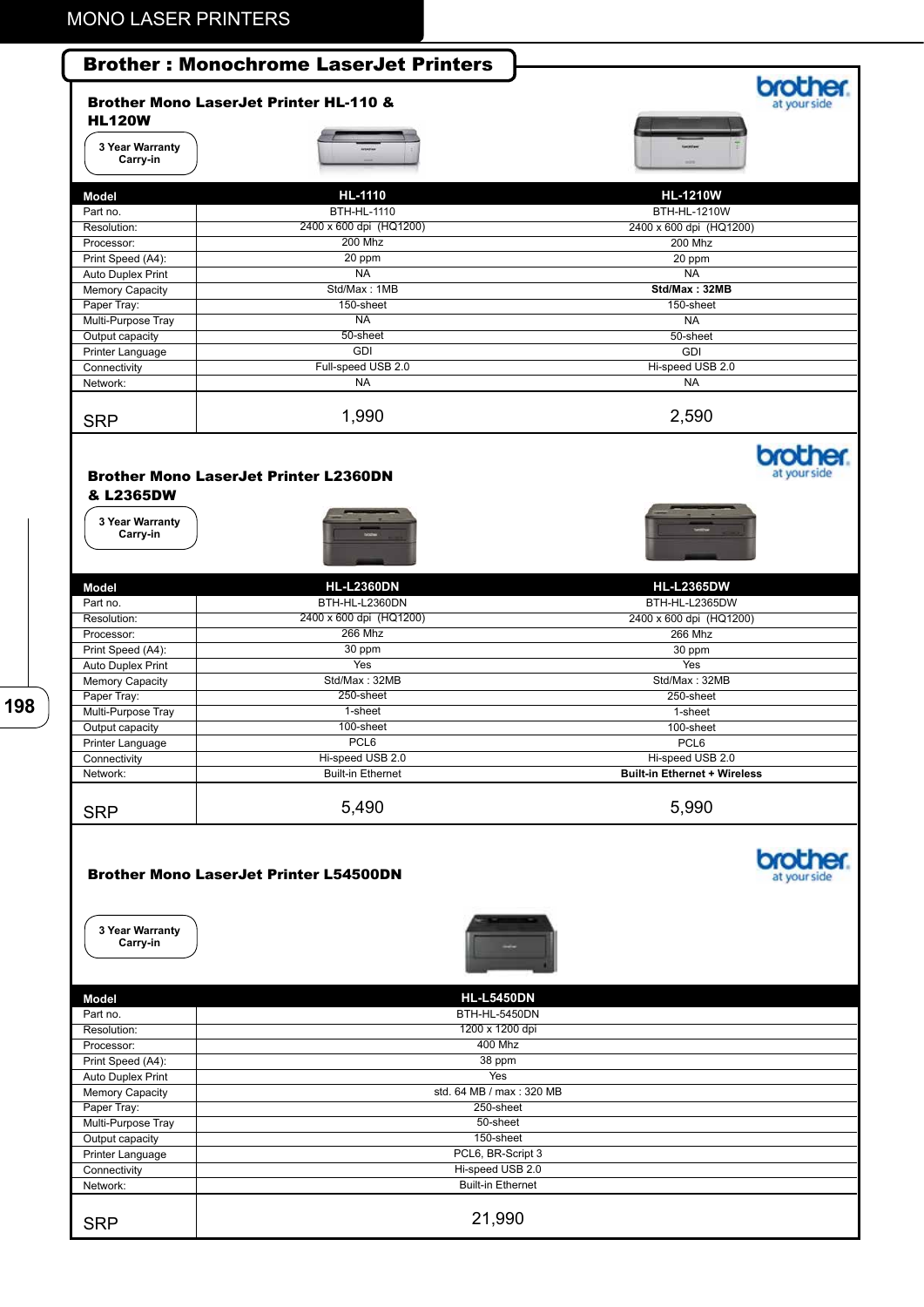# Brother : Monochrome LaserJet Printers

## Brother Mono LaserJet Printer HL-110 & HL120W

3 Year Warranty Carry-in

| Model | HL-1110 | HL-1210W |
|---|---|---|
| Part no. | BTH-HL-1110 | BTH-HL-1210W |
| Resolution: | 2400 x 600 dpi (HQ1200) | 2400 x 600 dpi (HQ1200) |
| Processor: | 200 Mhz | 200 Mhz |
| Print Speed (A4): | 20 ppm | 20 ppm |
| Auto Duplex Print | NA | NA |
| Memory Capacity | Std/Max : 1MB | **Std/Max : 32MB** |
| Paper Tray: | 150-sheet | 150-sheet |
| Multi-Purpose Tray | NA | NA |
| Output capacity | 50-sheet | 50-sheet |
| Printer Language | GDI | GDI |
| Connectivity | Full-speed USB 2.0 | Hi-speed USB 2.0 |
| Network: | NA | NA |
| SRP | 1,990 | 2,590 |

## Brother Mono LaserJet Printer L2360DN & L2365DW

3 Year Warranty Carry-in

| Model | HL-L2360DN | HL-L2365DW |
|---|---|---|
| Part no. | BTH-HL-L2360DN | BTH-HL-L2365DW |
| Resolution: | 2400 x 600 dpi (HQ1200) | 2400 x 600 dpi (HQ1200) |
| Processor: | 266 Mhz | 266 Mhz |
| Print Speed (A4): | 30 ppm | 30 ppm |
| Auto Duplex Print | Yes | Yes |
| Memory Capacity | Std/Max : 32MB | Std/Max : 32MB |
| Paper Tray: | 250-sheet | 250-sheet |
| Multi-Purpose Tray | 1-sheet | 1-sheet |
| Output capacity | 100-sheet | 100-sheet |
| Printer Language | PCL6 | PCL6 |
| Connectivity | Hi-speed USB 2.0 | Hi-speed USB 2.0 |
| Network: | Built-in Ethernet | **Built-in Ethernet + Wireless** |
| SRP | 5,490 | 5,990 |

## Brother Mono LaserJet Printer L54500DN

3 Year Warranty Carry-in

| Model | HL-L5450DN |
|---|---|
| Part no. | BTH-HL-5450DN |
| Resolution: | 1200 x 1200 dpi |
| Processor: | 400 Mhz |
| Print Speed (A4): | 38 ppm |
| Auto Duplex Print | Yes |
| Memory Capacity | std. 64 MB / max : 320 MB |
| Paper Tray: | 250-sheet |
| Multi-Purpose Tray | 50-sheet |
| Output capacity | 150-sheet |
| Printer Language | PCL6, BR-Script 3 |
| Connectivity | Hi-speed USB 2.0 |
| Network: | Built-in Ethernet |
| SRP | 21,990 |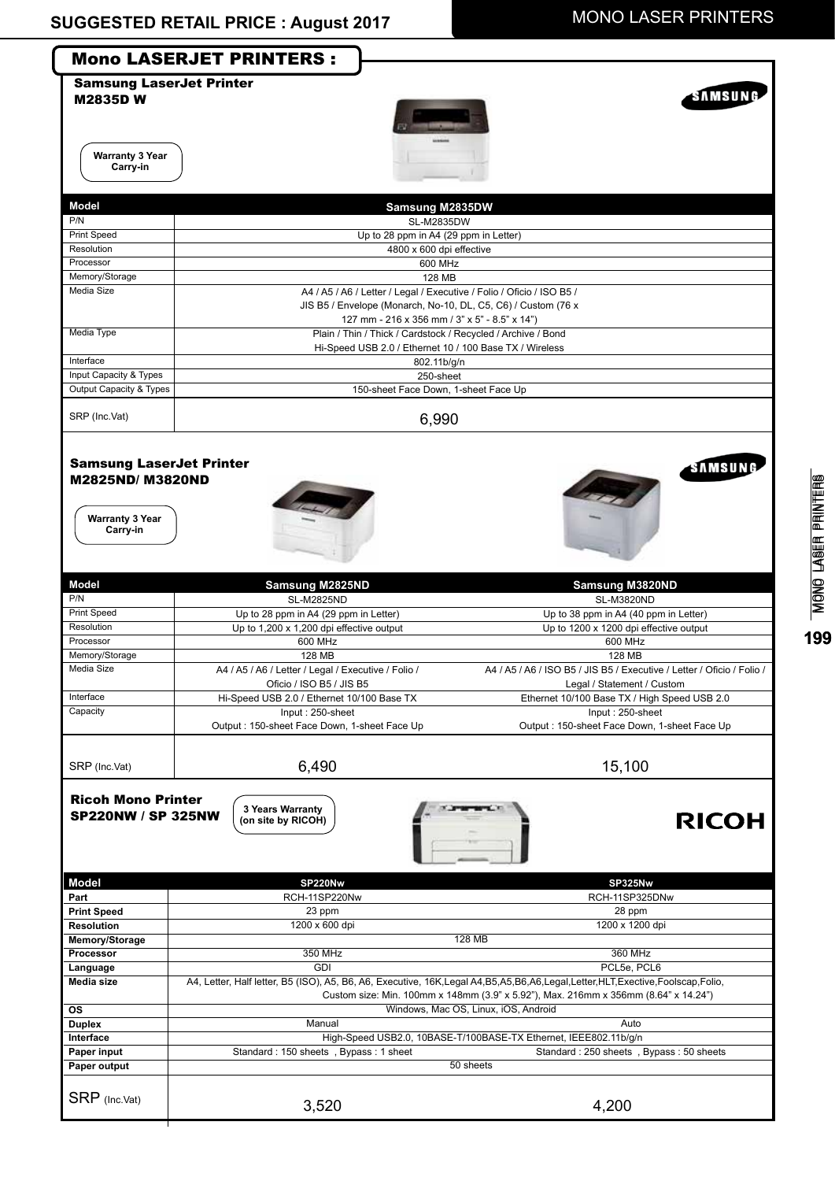# SUGGESTED RETAIL PRICE : August 2017

## MONO LASER PRINTERS

## Mono LASERJET PRINTERS :

### Samsung LaserJet Printer M2835D W

SAMSUNG

Warranty 3 Year Carry-in

| Model | Samsung M2835DW |
|---|---|
| P/N | SL-M2835DW |
| Print Speed | Up to 28 ppm in A4 (29 ppm in Letter) |
| Resolution | 4800 x 600 dpi effective |
| Processor | 600 MHz |
| Memory/Storage | 128 MB |
| Media Size | A4 / A5 / A6 / Letter / Legal / Executive / Folio / Oficio / ISO B5 / JIS B5 / Envelope (Monarch, No-10, DL, C5, C6) / Custom (76 x 127 mm - 216 x 356 mm / 3" x 5" - 8.5" x 14") |
| Media Type | Plain / Thin / Thick / Cardstock / Recycled / Archive / Bond |
| Interface | Hi-Speed USB 2.0 / Ethernet 10 / 100 Base TX / Wireless 802.11b/g/n |
| Input Capacity & Types | 250-sheet |
| Output Capacity & Types | 150-sheet Face Down, 1-sheet Face Up |
| SRP (Inc.Vat) | 6,990 |

### Samsung LaserJet Printer M2825ND/ M3820ND

SAMSUNG

Warranty 3 Year Carry-in

| Model | Samsung M2825ND | Samsung M3820ND |
|---|---|---|
| P/N | SL-M2825ND | SL-M3820ND |
| Print Speed | Up to 28 ppm in A4 (29 ppm in Letter) | Up to 38 ppm in A4 (40 ppm in Letter) |
| Resolution | Up to 1,200 x 1,200 dpi effective output | Up to 1200 x 1200 dpi effective output |
| Processor | 600 MHz | 600 MHz |
| Memory/Storage | 128 MB | 128 MB |
| Media Size | A4 / A5 / A6 / Letter / Legal / Executive / Folio / Oficio / ISO B5 / JIS B5 | A4 / A5 / A6 / ISO B5 / JIS B5 / Executive / Letter / Oficio / Folio / Legal / Statement / Custom |
| Interface | Hi-Speed USB 2.0 / Ethernet 10/100 Base TX | Ethernet 10/100 Base TX / High Speed USB 2.0 |
| Capacity | Input : 250-sheet<br>Output : 150-sheet Face Down, 1-sheet Face Up | Input : 250-sheet<br>Output : 150-sheet Face Down, 1-sheet Face Up |
| SRP (Inc.Vat) | 6,490 | 15,100 |

### Ricoh Mono Printer SP220NW / SP 325NW

3 Years Warranty (on site by RICOH)

RICOH

| Model | SP220Nw | SP325Nw |
|---|---|---|
| Part | RCH-11SP220Nw | RCH-11SP325DNw |
| Print Speed | 23 ppm | 28 ppm |
| Resolution | 1200 x 600 dpi | 1200 x 1200 dpi |
| Memory/Storage | 128 MB | |
| Processor | 350 MHz | 360 MHz |
| Language | GDI | PCL5e, PCL6 |
| Media size | A4, Letter, Half letter, B5 (ISO), A5, B6, A6, Executive, 16K,Legal A4,B5,A5,B6,A6,Legal,Letter,HLT,Exective,Foolscap,Folio, Custom size: Min. 100mm x 148mm (3.9" x 5.92"), Max. 216mm x 356mm (8.64" x 14.24") | |
| OS | Windows, Mac OS, Linux, iOS, Android | |
| Duplex | Manual | Auto |
| Interface | High-Speed USB2.0, 10BASE-T/100BASE-TX Ethernet, IEEE802.11b/g/n | |
| Paper input | Standard : 150 sheets , Bypass : 1 sheet | Standard : 250 sheets , Bypass : 50 sheets |
| Paper output | 50 sheets | |
| SRP (Inc.Vat) | 3,520 | 4,200 |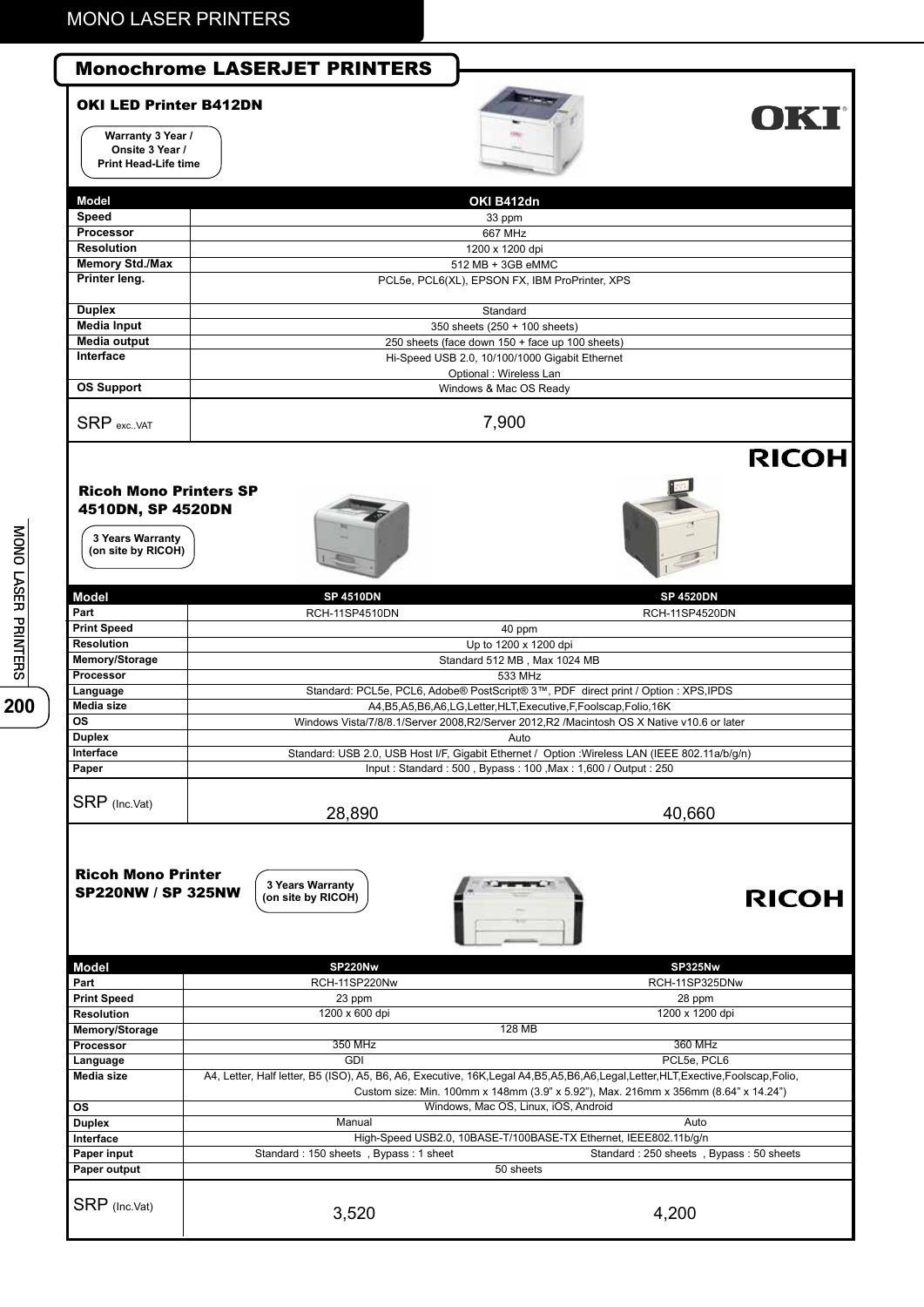## Monochrome LASERJET PRINTERS

### OKI LED Printer B412DN

Warranty 3 Year / Onsite 3 Year / Print Head-Life time

OKI

| Model | OKI B412dn |
|---|---|
| Speed | 33 ppm |
| Processor | 667 MHz |
| Resolution | 1200 x 1200 dpi |
| Memory Std./Max | 512 MB + 3GB eMMC |
| Printer leng. | PCL5e, PCL6(XL), EPSON FX, IBM ProPrinter, XPS |
| Duplex | Standard |
| Media Input | 350 sheets (250 + 100 sheets) |
| Media output | 250 sheets (face down 150 + face up 100 sheets) |
| Interface | Hi-Speed USB 2.0, 10/100/1000 Gigabit Ethernet<br>Optional : Wireless Lan |
| OS Support | Windows & Mac OS Ready |
| SRP exc..VAT | 7,900 |

RICOH

### Ricoh Mono Printers SP 4510DN, SP 4520DN

3 Years Warranty (on site by RICOH)

| Model | SP 4510DN | SP 4520DN |
|---|---|---|
| Part | RCH-11SP4510DN | RCH-11SP4520DN |
| Print Speed | 40 ppm | |
| Resolution | Up to 1200 x 1200 dpi | |
| Memory/Storage | Standard 512 MB , Max 1024 MB | |
| Processor | 533 MHz | |
| Language | Standard: PCL5e, PCL6, Adobe® PostScript® 3™, PDF direct print / Option : XPS,IPDS | |
| Media size | A4,B5,A5,B6,A6,LG,Letter,HLT,Executive,F,Foolscap,Folio,16K | |
| OS | Windows Vista/7/8/8.1/Server 2008,R2/Server 2012,R2 /Macintosh OS X Native v10.6 or later | |
| Duplex | Auto | |
| Interface | Standard: USB 2.0, USB Host I/F, Gigabit Ethernet / Option :Wireless LAN (IEEE 802.11a/b/g/n) | |
| Paper | Input : Standard : 500 , Bypass : 100 ,Max : 1,600 / Output : 250 | |
| SRP (Inc.Vat) | 28,890 | 40,660 |

### Ricoh Mono Printer SP220NW / SP 325NW

3 Years Warranty (on site by RICOH)

RICOH

| Model | SP220Nw | SP325Nw |
|---|---|---|
| Part | RCH-11SP220Nw | RCH-11SP325DNw |
| Print Speed | 23 ppm | 28 ppm |
| Resolution | 1200 x 600 dpi | 1200 x 1200 dpi |
| Memory/Storage | 128 MB | |
| Processor | 350 MHz | 360 MHz |
| Language | GDI | PCL5e, PCL6 |
| Media size | A4, Letter, Half letter, B5 (ISO), A5, B6, A6, Executive, 16K,Legal | A4,B5,A5,B6,A6,Legal,Letter,HLT,Exective,Foolscap,Folio,<br>Custom size: Min. 100mm x 148mm (3.9" x 5.92"), Max. 216mm x 356mm (8.64" x 14.24") |
| OS | Windows, Mac OS, Linux, iOS, Android | |
| Duplex | Manual | Auto |
| Interface | High-Speed USB2.0, 10BASE-T/100BASE-TX Ethernet, IEEE802.11b/g/n | |
| Paper input | Standard : 150 sheets , Bypass : 1 sheet | Standard : 250 sheets , Bypass : 50 sheets |
| Paper output | 50 sheets | |
| SRP (Inc.Vat) | 3,520 | 4,200 |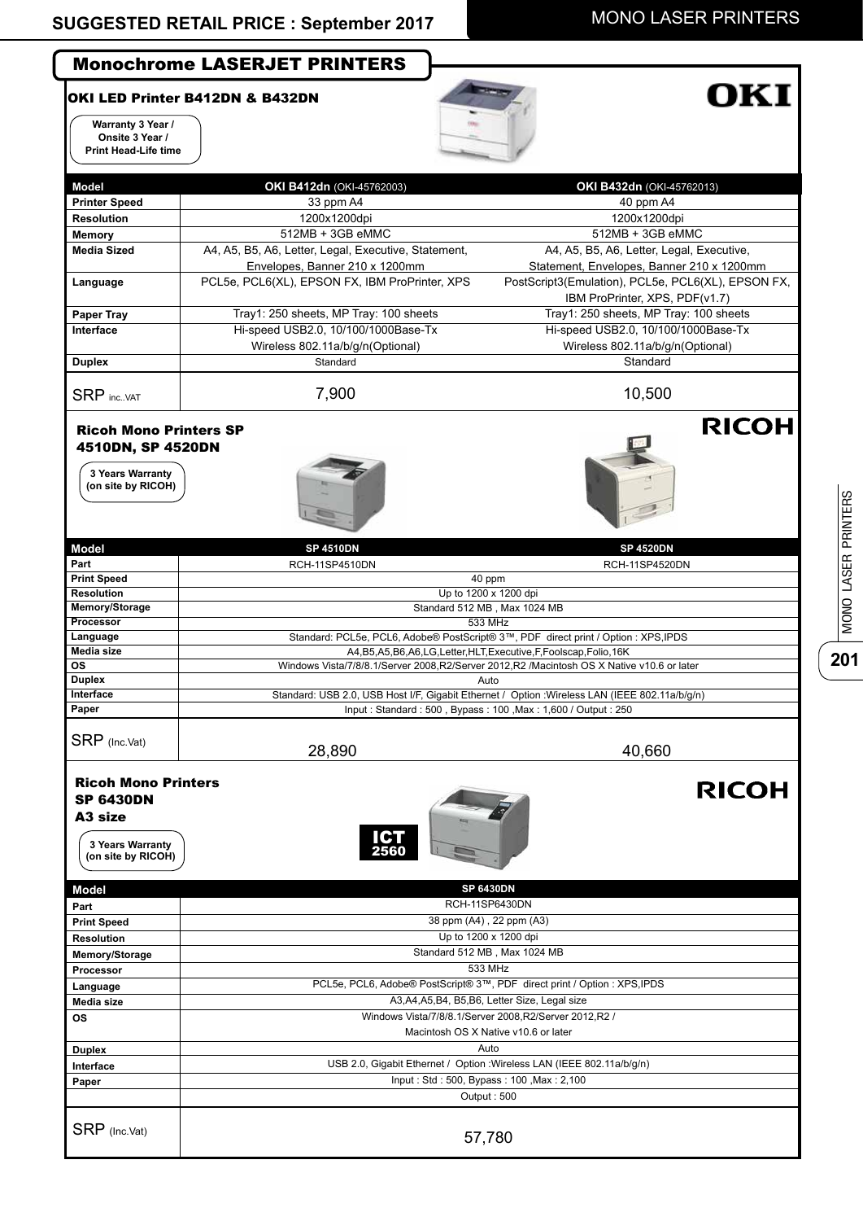## Monochrome LASERJET PRINTERS

### OKI LED Printer B412DN & B432DN

**Warranty 3 Year / Onsite 3 Year / Print Head-Life time**

OKI

| Model | OKI B412dn (OKI-45762003) | OKI B432dn (OKI-45762013) |
|---|---|---|
| Printer Speed | 33 ppm A4 | 40 ppm A4 |
| Resolution | 1200x1200dpi | 1200x1200dpi |
| Memory | 512MB + 3GB eMMC | 512MB + 3GB eMMC |
| Media Sized | A4, A5, B5, A6, Letter, Legal, Executive, Statement, Envelopes, Banner 210 x 1200mm | A4, A5, B5, A6, Letter, Legal, Executive, Statement, Envelopes, Banner 210 x 1200mm |
| Language | PCL5e, PCL6(XL), EPSON FX, IBM ProPrinter, XPS | PostScript3(Emulation), PCL5e, PCL6(XL), EPSON FX, IBM ProPrinter, XPS, PDF(v1.7) |
| Paper Tray | Tray1: 250 sheets, MP Tray: 100 sheets | Tray1: 250 sheets, MP Tray: 100 sheets |
| Interface | Hi-speed USB2.0, 10/100/1000Base-Tx Wireless 802.11a/b/g/n(Optional) | Hi-speed USB2.0, 10/100/1000Base-Tx Wireless 802.11a/b/g/n(Optional) |
| Duplex | Standard | Standard |
| SRP inc..VAT | 7,900 | 10,500 |

### Ricoh Mono Printers SP 4510DN, SP 4520DN

**3 Years Warranty (on site by RICOH)**

RICOH

| Model | SP 4510DN | SP 4520DN |
|---|---|---|
| Part | RCH-11SP4510DN | RCH-11SP4520DN |
| Print Speed | 40 ppm | |
| Resolution | Up to 1200 x 1200 dpi | |
| Memory/Storage | Standard 512 MB , Max 1024 MB | |
| Processor | 533 MHz | |
| Language | Standard: PCL5e, PCL6, Adobe® PostScript® 3™, PDF direct print / Option : XPS,IPDS | |
| Media size | A4,B5,A5,B6,A6,LG,Letter,HLT,Executive,F,Foolscap,Folio,16K | |
| OS | Windows Vista/7/8/8.1/Server 2008,R2/Server 2012,R2 /Macintosh OS X Native v10.6 or later | |
| Duplex | Auto | |
| Interface | Standard: USB 2.0, USB Host I/F, Gigabit Ethernet / Option :Wireless LAN (IEEE 802.11a/b/g/n) | |
| Paper | Input : Standard : 500 , Bypass : 100 ,Max : 1,600 / Output : 250 | |
| SRP (Inc.Vat) | 28,890 | 40,660 |

### Ricoh Mono Printers SP 6430DN A3 size

**3 Years Warranty (on site by RICOH)**

ICT 2560

RICOH

| Model | SP 6430DN |
|---|---|
| Part | RCH-11SP6430DN |
| Print Speed | 38 ppm (A4) , 22 ppm (A3) |
| Resolution | Up to 1200 x 1200 dpi |
| Memory/Storage | Standard 512 MB , Max 1024 MB |
| Processor | 533 MHz |
| Language | PCL5e, PCL6, Adobe® PostScript® 3™, PDF direct print / Option : XPS,IPDS |
| Media size | A3,A4,A5,B4, B5,B6, Letter Size, Legal size |
| OS | Windows Vista/7/8/8.1/Server 2008,R2/Server 2012,R2 / Macintosh OS X Native v10.6 or later |
| Duplex | Auto |
| Interface | USB 2.0, Gigabit Ethernet / Option :Wireless LAN (IEEE 802.11a/b/g/n) |
| Paper | Input : Std : 500, Bypass : 100 ,Max : 2,100 |
| | Output : 500 |
| SRP (Inc.Vat) | 57,780 |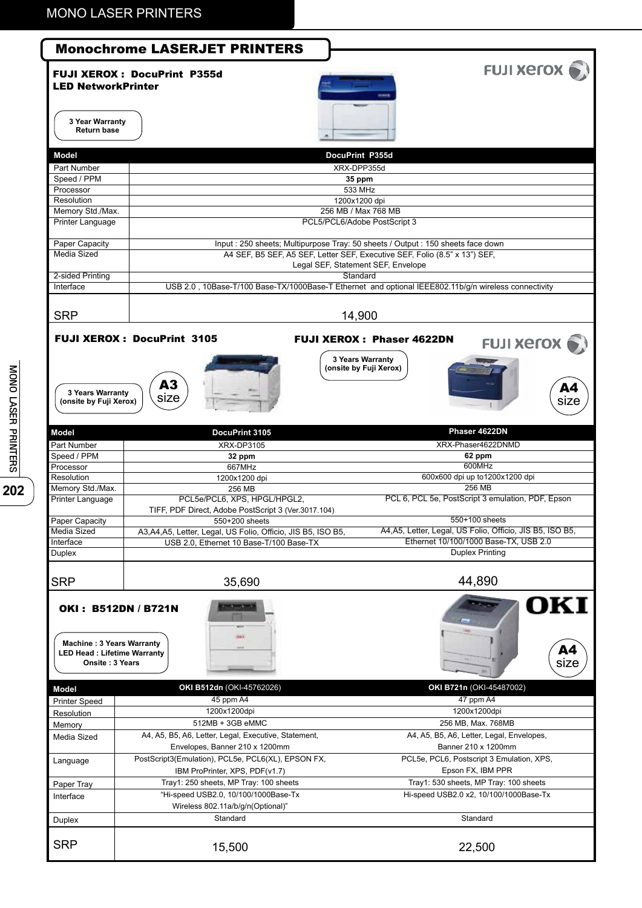# Monochrome LASERJET PRINTERS

## FUJI XEROX : DocuPrint P355d LED NetworkPrinter

3 Year Warranty Return base

| Model | DocuPrint P355d |
|---|---|
| Part Number | XRX-DPP355d |
| Speed / PPM | **35 ppm** |
| Processor | 533 MHz |
| Resolution | 1200x1200 dpi |
| Memory Std./Max. | 256 MB / Max 768 MB |
| Printer Language | PCL5/PCL6/Adobe PostScript 3 |
| Paper Capacity | Input : 250 sheets; Multipurpose Tray: 50 sheets / Output : 150 sheets face down |
| Media Sized | A4 SEF, B5 SEF, A5 SEF, Letter SEF, Executive SEF, Folio (8.5" x 13") SEF, Legal SEF, Statement SEF, Envelope |
| 2-sided Printing | Standard |
| Interface | USB 2.0 , 10Base-T/100 Base-TX/1000Base-T Ethernet and optional IEEE802.11b/g/n wireless connectivity |
| SRP | 14,900 |

## FUJI XEROX : DocuPrint 3105

3 Years Warranty (onsite by Fuji Xerox)

A3 size

## FUJI XEROX : Phaser 4622DN

3 Years Warranty (onsite by Fuji Xerox)

A4 size

| Model | DocuPrint 3105 | Phaser 4622DN |
|---|---|---|
| Part Number | XRX-DP3105 | XRX-Phaser4622DNMD |
| Speed / PPM | **32 ppm** | **62 ppm** |
| Processor | 667MHz | 600MHz |
| Resolution | 1200x1200 dpi | 600x600 dpi up to1200x1200 dpi |
| Memory Std./Max. | 256 MB | 256 MB |
| Printer Language | PCL5e/PCL6, XPS, HPGL/HPGL2, TIFF, PDF Direct, Adobe PostScript 3 (Ver.3017.104) | PCL 6, PCL 5e, PostScript 3 emulation, PDF, Epson |
| Paper Capacity | 550+200 sheets | 550+100 sheets |
| Media Sized | A3,A4,A5, Letter, Legal, US Folio, Officio, JIS B5, ISO B5, | A4,A5, Letter, Legal, US Folio, Officio, JIS B5, ISO B5, |
| Interface | USB 2.0, Ethernet 10 Base-T/100 Base-TX | Ethernet 10/100/1000 Base-TX, USB 2.0 |
| Duplex | | Duplex Printing |
| SRP | 35,690 | 44,890 |

## OKI : B512DN / B721N

Machine : 3 Years Warranty
LED Head : Lifetime Warranty
Onsite : 3 Years

A4 size

| Model | **OKI B512dn** (OKI-45762026) | **OKI B721n** (OKI-45487002) |
|---|---|---|
| Printer Speed | 45 ppm A4 | 47 ppm A4 |
| Resolution | 1200x1200dpi | 1200x1200dpi |
| Memory | 512MB + 3GB eMMC | 256 MB, Max. 768MB |
| Media Sized | A4, A5, B5, A6, Letter, Legal, Executive, Statement, Envelopes, Banner 210 x 1200mm | A4, A5, B5, A6, Letter, Legal, Envelopes, Banner 210 x 1200mm |
| Language | PostScript3(Emulation), PCL5e, PCL6(XL), EPSON FX, IBM ProPrinter, XPS, PDF(v1.7) | PCL5e, PCL6, Postscript 3 Emulation, XPS, Epson FX, IBM PPR |
| Paper Tray | Tray1: 250 sheets, MP Tray: 100 sheets | Tray1: 530 sheets, MP Tray: 100 sheets |
| Interface | "Hi-speed USB2.0, 10/100/1000Base-Tx Wireless 802.11a/b/g/n(Optional)" | Hi-speed USB2.0 x2, 10/100/1000Base-Tx |
| Duplex | Standard | Standard |
| SRP | 15,500 | 22,500 |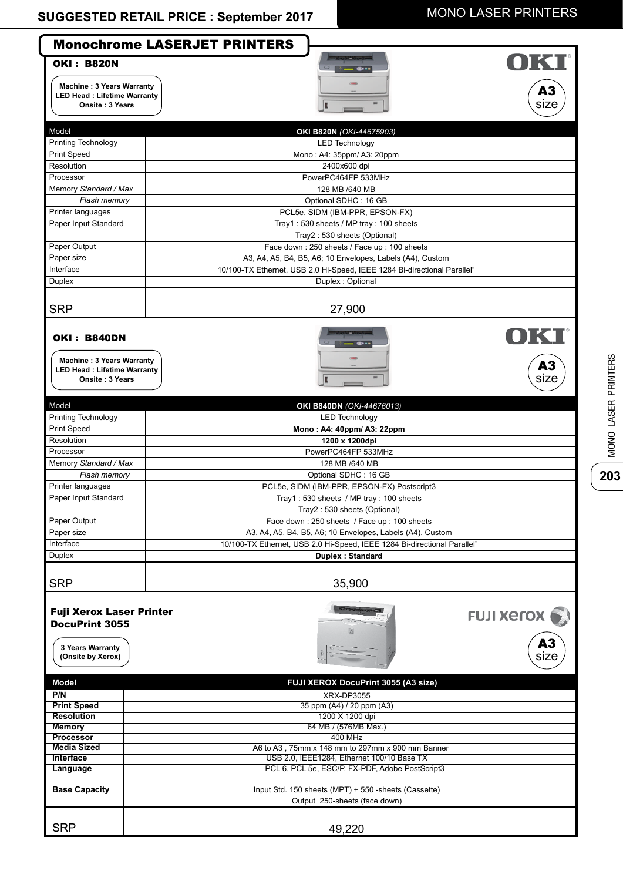# Monochrome LASERJET PRINTERS

## OKI : B820N

**Machine : 3 Years Warranty**
**LED Head : Lifetime Warranty**
**Onsite : 3 Years**

OKI — A3 size

| Model | **OKI B820N** *(OKI-44675903)* |
|---|---|
| Printing Technology | LED Technology |
| Print Speed | Mono : A4: 35ppm/ A3: 20ppm |
| Resolution | 2400x600 dpi |
| Processor | PowerPC464FP 533MHz |
| Memory *Standard / Max* | 128 MB /640 MB |
| *Flash memory* | Optional SDHC : 16 GB |
| Printer languages | PCL5e, SIDM (IBM-PPR, EPSON-FX) |
| Paper Input Standard | Tray1 : 530 sheets / MP tray : 100 sheets<br>Tray2 : 530 sheets (Optional) |
| Paper Output | Face down : 250 sheets / Face up : 100 sheets |
| Paper size | A3, A4, A5, B4, B5, A6; 10 Envelopes, Labels (A4), Custom |
| Interface | 10/100-TX Ethernet, USB 2.0 Hi-Speed, IEEE 1284 Bi-directional Parallel" |
| Duplex | Duplex : Optional |
| SRP | 27,900 |

## OKI : B840DN

**Machine : 3 Years Warranty**
**LED Head : Lifetime Warranty**
**Onsite : 3 Years**

OKI — A3 size

| Model | **OKI B840DN** *(OKI-44676013)* |
|---|---|
| Printing Technology | LED Technology |
| Print Speed | **Mono : A4: 40ppm/ A3: 22ppm** |
| Resolution | **1200 x 1200dpi** |
| Processor | PowerPC464FP 533MHz |
| Memory *Standard / Max* | 128 MB /640 MB |
| *Flash memory* | Optional SDHC : 16 GB |
| Printer languages | PCL5e, SIDM (IBM-PPR, EPSON-FX) Postscript3 |
| Paper Input Standard | Tray1 : 530 sheets / MP tray : 100 sheets<br>Tray2 : 530 sheets (Optional) |
| Paper Output | Face down : 250 sheets / Face up : 100 sheets |
| Paper size | A3, A4, A5, B4, B5, A6; 10 Envelopes, Labels (A4), Custom |
| Interface | 10/100-TX Ethernet, USB 2.0 Hi-Speed, IEEE 1284 Bi-directional Parallel" |
| Duplex | **Duplex : Standard** |
| SRP | 35,900 |

## Fuji Xerox Laser Printer DocuPrint 3055

**3 Years Warranty (Onsite by Xerox)**

FUJI xerox — A3 size

| **Model** | **FUJI XEROX DocuPrint 3055 (A3 size)** |
|---|---|
| **P/N** | XRX-DP3055 |
| **Print Speed** | 35 ppm (A4) / 20 ppm (A3) |
| **Resolution** | 1200 X 1200 dpi |
| **Memory** | 64 MB / (576MB Max.) |
| **Processor** | 400 MHz |
| **Media Sized** | A6 to A3 , 75mm x 148 mm to 297mm x 900 mm Banner |
| **Interface** | USB 2.0, IEEE1284, Ethernet 100/10 Base TX |
| **Language** | PCL 6, PCL 5e, ESC/P, FX-PDF, Adobe PostScript3 |
| **Base Capacity** | Input Std. 150 sheets (MPT) + 550 -sheets (Cassette)<br>Output 250-sheets (face down) |
| SRP | 49,220 |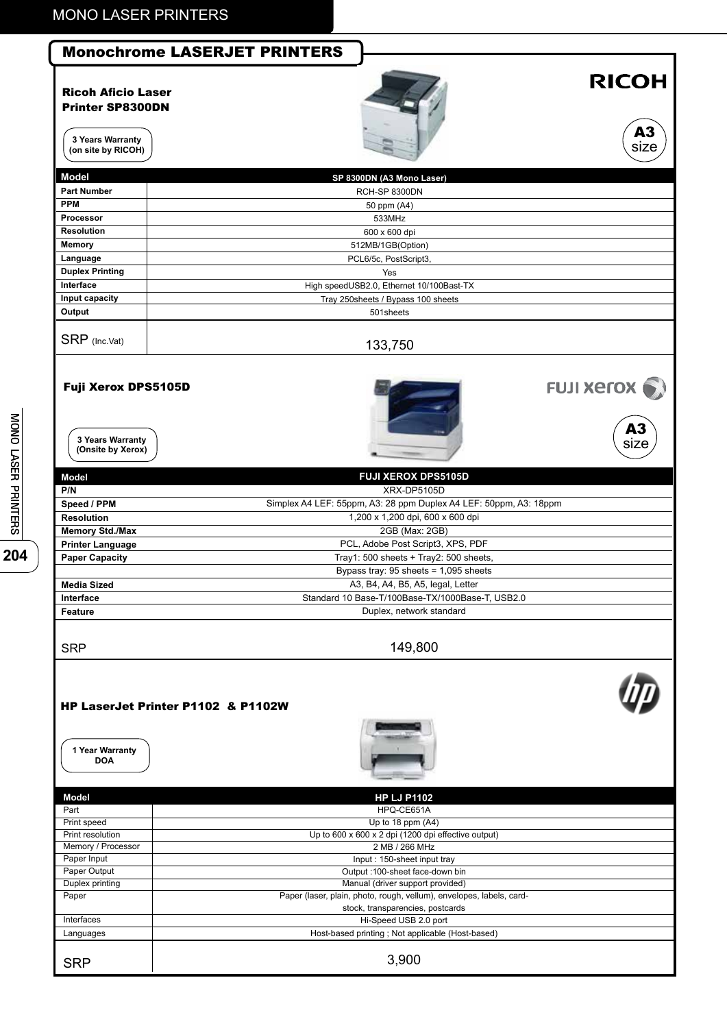# Monochrome LASERJET PRINTERS

## Ricoh Aficio Laser Printer SP8300DN

RICOH

3 Years Warranty (on site by RICOH)

A3 size

| Model | SP 8300DN (A3 Mono Laser) |
|---|---|
| Part Number | RCH-SP 8300DN |
| PPM | 50 ppm (A4) |
| Processor | 533MHz |
| Resolution | 600 x 600 dpi |
| Memory | 512MB/1GB(Option) |
| Language | PCL6/5c, PostScript3, |
| Duplex Printing | Yes |
| Interface | High speedUSB2.0, Ethernet 10/100Bast-TX |
| Input capacity | Tray 250sheets / Bypass 100 sheets |
| Output | 501sheets |
| SRP (Inc.Vat) | 133,750 |

## Fuji Xerox DPS5105D

FUJI xerox

3 Years Warranty (Onsite by Xerox)

A3 size

| Model | FUJI XEROX DPS5105D |
|---|---|
| P/N | XRX-DP5105D |
| Speed / PPM | Simplex A4 LEF: 55ppm, A3: 28 ppm Duplex A4 LEF: 50ppm, A3: 18ppm |
| Resolution | 1,200 x 1,200 dpi, 600 x 600 dpi |
| Memory Std./Max | 2GB (Max: 2GB) |
| Printer Language | PCL, Adobe Post Script3, XPS, PDF |
| Paper Capacity | Tray1: 500 sheets + Tray2: 500 sheets, Bypass tray: 95 sheets = 1,095 sheets |
| Media Sized | A3, B4, A4, B5, A5, legal, Letter |
| Interface | Standard 10 Base-T/100Base-TX/1000Base-T, USB2.0 |
| Feature | Duplex, network standard |
| SRP | 149,800 |

## HP LaserJet Printer P1102 & P1102W

hp

1 Year Warranty DOA

| Model | HP LJ P1102 |
|---|---|
| Part | HPQ-CE651A |
| Print speed | Up to 18 ppm (A4) |
| Print resolution | Up to 600 x 600 x 2 dpi (1200 dpi effective output) |
| Memory / Processor | 2 MB / 266 MHz |
| Paper Input | Input : 150-sheet input tray |
| Paper Output | Output :100-sheet face-down bin |
| Duplex printing | Manual (driver support provided) |
| Paper | Paper (laser, plain, photo, rough, vellum), envelopes, labels, card-stock, transparencies, postcards |
| Interfaces | Hi-Speed USB 2.0 port |
| Languages | Host-based printing ; Not applicable (Host-based) |
| SRP | 3,900 |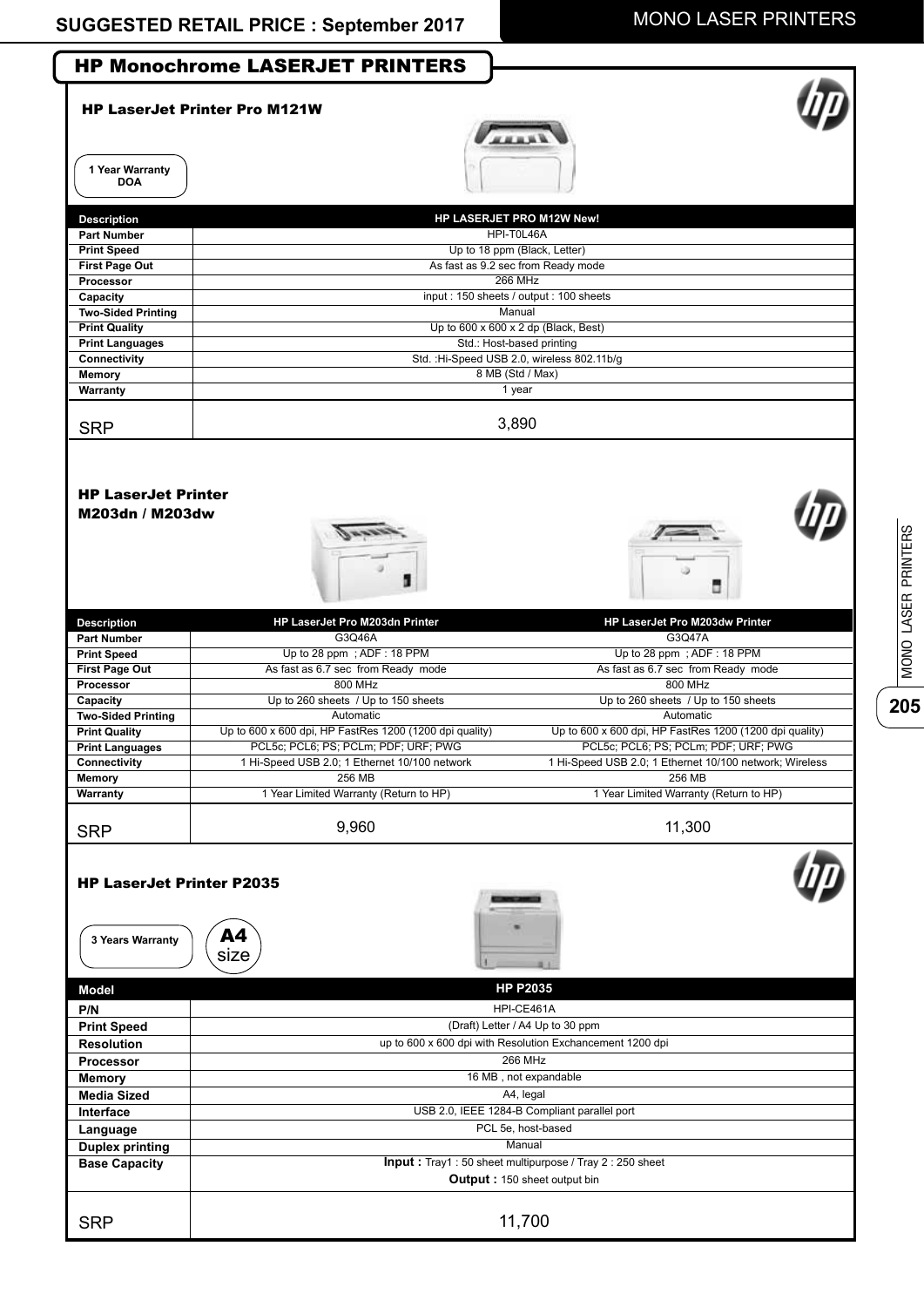SUGGESTED RETAIL PRICE : September 2017

# HP Monochrome LASERJET PRINTERS

## HP LaserJet Printer Pro M121W

1 Year Warranty DOA

| Description | HP LASERJET PRO M12W New! |
|---|---|
| Part Number | HPI-T0L46A |
| Print Speed | Up to 18 ppm (Black, Letter) |
| First Page Out | As fast as 9.2 sec from Ready mode |
| Processor | 266 MHz |
| Capacity | input : 150 sheets / output : 100 sheets |
| Two-Sided Printing | Manual |
| Print Quality | Up to 600 x 600 x 2 dp (Black, Best) |
| Print Languages | Std.: Host-based printing |
| Connectivity | Std. :Hi-Speed USB 2.0, wireless 802.11b/g |
| Memory | 8 MB (Std / Max) |
| Warranty | 1 year |
| SRP | 3,890 |

## HP LaserJet Printer M203dn / M203dw

| Description | HP LaserJet Pro M203dn Printer | HP LaserJet Pro M203dw Printer |
|---|---|---|
| Part Number | G3Q46A | G3Q47A |
| Print Speed | Up to 28 ppm ; ADF : 18 PPM | Up to 28 ppm ; ADF : 18 PPM |
| First Page Out | As fast as 6.7 sec from Ready mode | As fast as 6.7 sec from Ready mode |
| Processor | 800 MHz | 800 MHz |
| Capacity | Up to 260 sheets / Up to 150 sheets | Up to 260 sheets / Up to 150 sheets |
| Two-Sided Printing | Automatic | Automatic |
| Print Quality | Up to 600 x 600 dpi, HP FastRes 1200 (1200 dpi quality) | Up to 600 x 600 dpi, HP FastRes 1200 (1200 dpi quality) |
| Print Languages | PCL5c; PCL6; PS; PCLm; PDF; URF; PWG | PCL5c; PCL6; PS; PCLm; PDF; URF; PWG |
| Connectivity | 1 Hi-Speed USB 2.0; 1 Ethernet 10/100 network | 1 Hi-Speed USB 2.0; 1 Ethernet 10/100 network; Wireless |
| Memory | 256 MB | 256 MB |
| Warranty | 1 Year Limited Warranty (Return to HP) | 1 Year Limited Warranty (Return to HP) |
| SRP | 9,960 | 11,300 |

## HP LaserJet Printer P2035

3 Years Warranty

A4 size

| Model | HP P2035 |
|---|---|
| P/N | HPI-CE461A |
| Print Speed | (Draft) Letter / A4 Up to 30 ppm |
| Resolution | up to 600 x 600 dpi with Resolution Exchancement 1200 dpi |
| Processor | 266 MHz |
| Memory | 16 MB , not expandable |
| Media Sized | A4, legal |
| Interface | USB 2.0, IEEE 1284-B Compliant parallel port |
| Language | PCL 5e, host-based |
| Duplex printing | Manual |
| Base Capacity | **Input :** Tray1 : 50 sheet multipurpose / Tray 2 : 250 sheet<br>**Output :** 150 sheet output bin |
| SRP | 11,700 |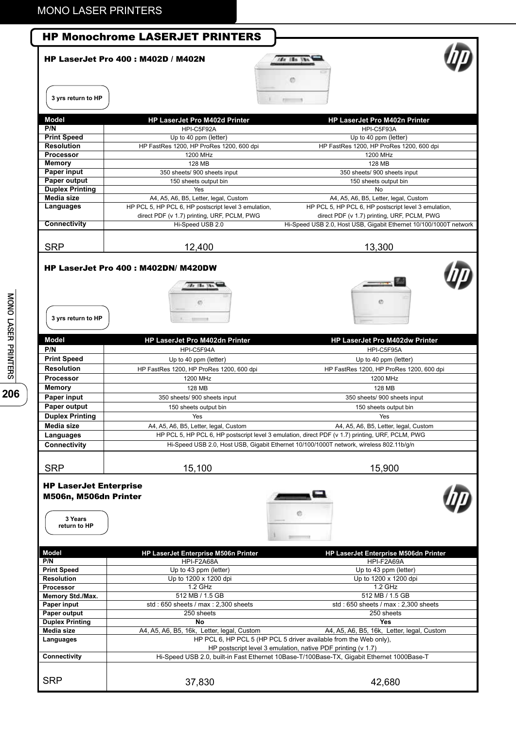## HP Monochrome LASERJET PRINTERS

### HP LaserJet Pro 400 : M402D / M402N

3 yrs return to HP

| Model | HP LaserJet Pro M402d Printer | HP LaserJet Pro M402n Printer |
|---|---|---|
| P/N | HPI-C5F92A | HPI-C5F93A |
| Print Speed | Up to 40 ppm (letter) | Up to 40 ppm (letter) |
| Resolution | HP FastRes 1200, HP ProRes 1200, 600 dpi | HP FastRes 1200, HP ProRes 1200, 600 dpi |
| Processor | 1200 MHz | 1200 MHz |
| Memory | 128 MB | 128 MB |
| Paper input | 350 sheets/ 900 sheets input | 350 sheets/ 900 sheets input |
| Paper output | 150 sheets output bin | 150 sheets output bin |
| Duplex Printing | Yes | No |
| Media size | A4, A5, A6, B5, Letter, legal, Custom | A4, A5, A6, B5, Letter, legal, Custom |
| Languages | HP PCL 5, HP PCL 6, HP postscript level 3 emulation, direct PDF (v 1.7) printing, URF, PCLM, PWG | HP PCL 5, HP PCL 6, HP postscript level 3 emulation, direct PDF (v 1.7) printing, URF, PCLM, PWG |
| Connectivity | Hi-Speed USB 2.0 | Hi-Speed USB 2.0, Host USB, Gigabit Ethernet 10/100/1000T network |
| SRP | 12,400 | 13,300 |

### HP LaserJet Pro 400 : M402DN/ M420DW

3 yrs return to HP

| Model | HP LaserJet Pro M402dn Printer | HP LaserJet Pro M402dw Printer |
|---|---|---|
| P/N | HPI-C5F94A | HPI-C5F95A |
| Print Speed | Up to 40 ppm (letter) | Up to 40 ppm (letter) |
| Resolution | HP FastRes 1200, HP ProRes 1200, 600 dpi | HP FastRes 1200, HP ProRes 1200, 600 dpi |
| Processor | 1200 MHz | 1200 MHz |
| Memory | 128 MB | 128 MB |
| Paper input | 350 sheets/ 900 sheets input | 350 sheets/ 900 sheets input |
| Paper output | 150 sheets output bin | 150 sheets output bin |
| Duplex Printing | Yes | Yes |
| Media size | A4, A5, A6, B5, Letter, legal, Custom | A4, A5, A6, B5, Letter, legal, Custom |
| Languages | HP PCL 5, HP PCL 6, HP postscript level 3 emulation, direct PDF (v 1.7) printing, URF, PCLM, PWG | |
| Connectivity | Hi-Speed USB 2.0, Host USB, Gigabit Ethernet 10/100/1000T network, wireless 802.11b/g/n | |
| SRP | 15,100 | 15,900 |

### HP LaserJet Enterprise M506n, M506dn Printer

3 Years return to HP

| Model | HP LaserJet Enterprise M506n Printer | HP LaserJet Enterprise M506dn Printer |
|---|---|---|
| P/N | HPI-F2A68A | HPI-F2A69A |
| Print Speed | Up to 43 ppm (letter) | Up to 43 ppm (letter) |
| Resolution | Up to 1200 x 1200 dpi | Up to 1200 x 1200 dpi |
| Processor | 1.2 GHz | 1.2 GHz |
| Memory Std./Max. | 512 MB / 1.5 GB | 512 MB / 1.5 GB |
| Paper input | std : 650 sheets / max : 2,300 sheets | std : 650 sheets / max : 2,300 sheets |
| Paper output | 250 sheets | 250 sheets |
| Duplex Printing | **No** | **Yes** |
| Media size | A4, A5, A6, B5, 16k, Letter, legal, Custom | A4, A5, A6, B5, 16k, Letter, legal, Custom |
| Languages | HP PCL 6, HP PCL 5 (HP PCL 5 driver available from the Web only), HP postscript level 3 emulation, native PDF printing (v 1.7) | |
| Connectivity | Hi-Speed USB 2.0, built-in Fast Ethernet 10Base-T/100Base-TX, Gigabit Ethernet 1000Base-T | |
| SRP | 37,830 | 42,680 |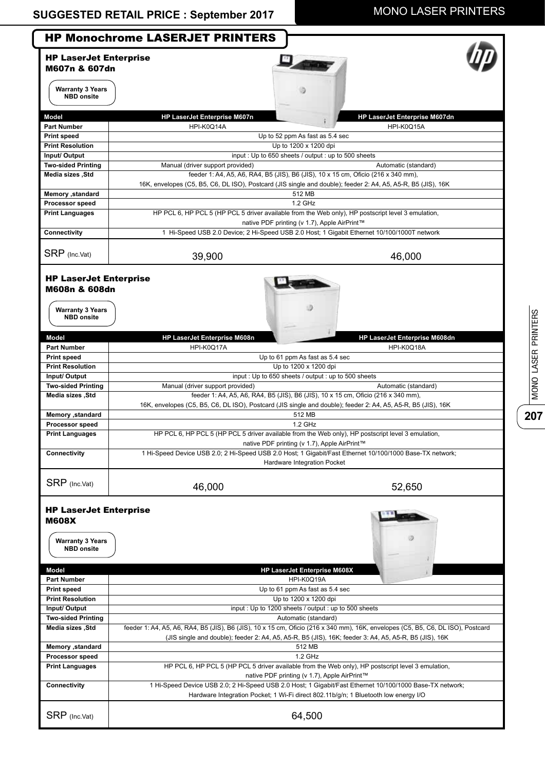## HP Monochrome LASERJET PRINTERS

### HP LaserJet Enterprise M607n & 607dn

Warranty 3 Years NBD onsite

| Model | HP LaserJet Enterprise M607n | HP LaserJet Enterprise M607dn |
|---|---|---|
| Part Number | HPI-K0Q14A | HPI-K0Q15A |
| Print speed | Up to 52 ppm As fast as 5.4 sec | |
| Print Resolution | Up to 1200 x 1200 dpi | |
| Input/ Output | input : Up to 650 sheets / output : up to 500 sheets | |
| Two-sided Printing | Manual (driver support provided) | Automatic (standard) |
| Media sizes ,Std | feeder 1: A4, A5, A6, RA4, B5 (JIS), B6 (JIS), 10 x 15 cm, Oficio (216 x 340 mm), 16K, envelopes (C5, B5, C6, DL ISO), Postcard (JIS single and double); feeder 2: A4, A5, A5-R, B5 (JIS), 16K | |
| Memory ,standard | 512 MB | |
| Processor speed | 1.2 GHz | |
| Print Languages | HP PCL 6, HP PCL 5 (HP PCL 5 driver available from the Web only), HP postscript level 3 emulation, native PDF printing (v 1.7), Apple AirPrint™ | |
| Connectivity | 1 Hi-Speed USB 2.0 Device; 2 Hi-Speed USB 2.0 Host; 1 Gigabit Ethernet 10/100/1000T network | |
| SRP (Inc.Vat) | 39,900 | 46,000 |

### HP LaserJet Enterprise M608n & 608dn

Warranty 3 Years NBD onsite

| Model | HP LaserJet Enterprise M608n | HP LaserJet Enterprise M608dn |
|---|---|---|
| Part Number | HPI-K0Q17A | HPI-K0Q18A |
| Print speed | Up to 61 ppm As fast as 5.4 sec | |
| Print Resolution | Up to 1200 x 1200 dpi | |
| Input/ Output | input : Up to 650 sheets / output : up to 500 sheets | |
| Two-sided Printing | Manual (driver support provided) | Automatic (standard) |
| Media sizes ,Std | feeder 1: A4, A5, A6, RA4, B5 (JIS), B6 (JIS), 10 x 15 cm, Oficio (216 x 340 mm), 16K, envelopes (C5, B5, C6, DL ISO), Postcard (JIS single and double); feeder 2: A4, A5, A5-R, B5 (JIS), 16K | |
| Memory ,standard | 512 MB | |
| Processor speed | 1.2 GHz | |
| Print Languages | HP PCL 6, HP PCL 5 (HP PCL 5 driver available from the Web only), HP postscript level 3 emulation, native PDF printing (v 1.7), Apple AirPrint™ | |
| Connectivity | 1 Hi-Speed Device USB 2.0; 2 Hi-Speed USB 2.0 Host; 1 Gigabit/Fast Ethernet 10/100/1000 Base-TX network; Hardware Integration Pocket | |
| SRP (Inc.Vat) | 46,000 | 52,650 |

### HP LaserJet Enterprise M608X

Warranty 3 Years NBD onsite

| Model | HP LaserJet Enterprise M608X |
|---|---|
| Part Number | HPI-K0Q19A |
| Print speed | Up to 61 ppm As fast as 5.4 sec |
| Print Resolution | Up to 1200 x 1200 dpi |
| Input/ Output | input : Up to 1200 sheets / output : up to 500 sheets |
| Two-sided Printing | Automatic (standard) |
| Media sizes ,Std | feeder 1: A4, A5, A6, RA4, B5 (JIS), B6 (JIS), 10 x 15 cm, Oficio (216 x 340 mm), 16K, envelopes (C5, B5, C6, DL ISO), Postcard (JIS single and double); feeder 2: A4, A5, A5-R, B5 (JIS), 16K; feeder 3: A4, A5, A5-R, B5 (JIS), 16K |
| Memory ,standard | 512 MB |
| Processor speed | 1.2 GHz |
| Print Languages | HP PCL 6, HP PCL 5 (HP PCL 5 driver available from the Web only), HP postscript level 3 emulation, native PDF printing (v 1.7), Apple AirPrint™ |
| Connectivity | 1 Hi-Speed Device USB 2.0; 2 Hi-Speed USB 2.0 Host; 1 Gigabit/Fast Ethernet 10/100/1000 Base-TX network; Hardware Integration Pocket; 1 Wi-Fi direct 802.11b/g/n; 1 Bluetooth low energy I/O |
| SRP (Inc.Vat) | 64,500 |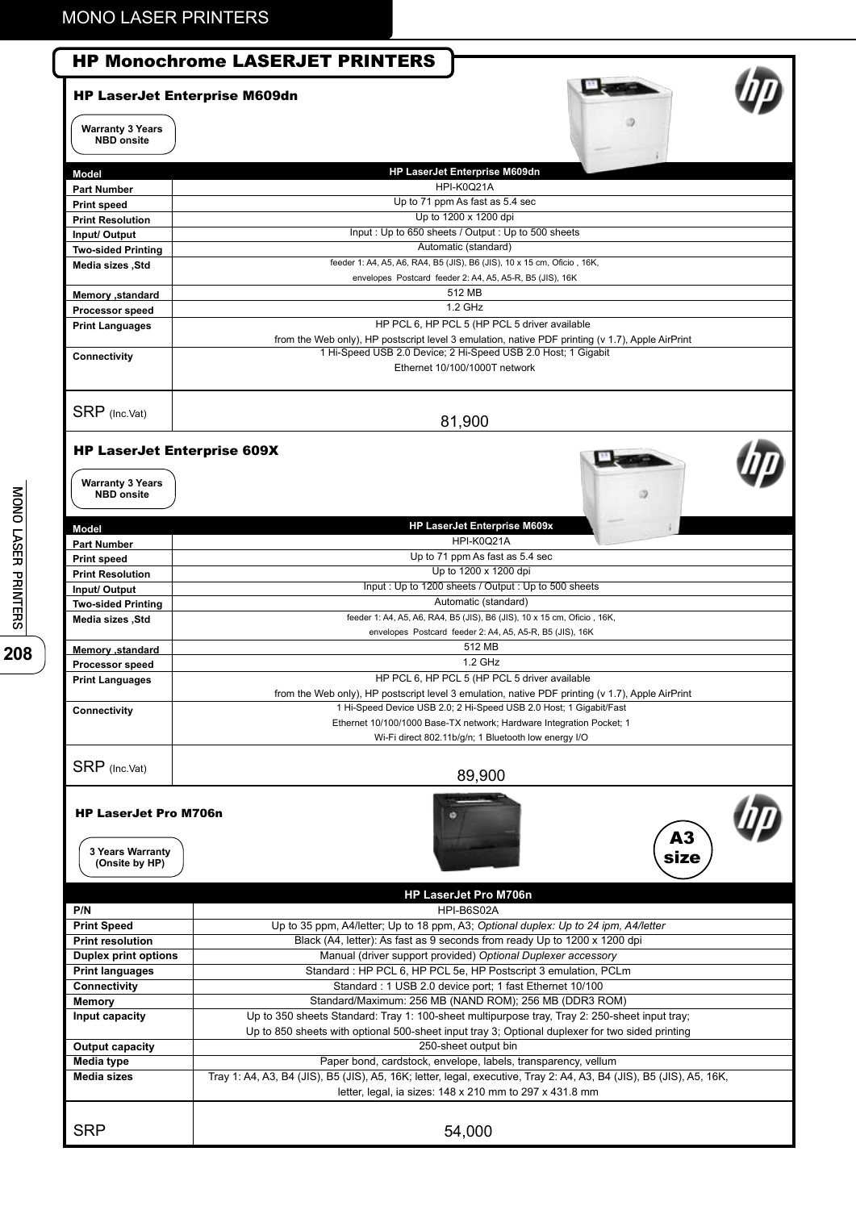# HP Monochrome LASERJET PRINTERS

## HP LaserJet Enterprise M609dn

Warranty 3 Years NBD onsite

| Model | HP LaserJet Enterprise M609dn |
|---|---|
| Part Number | HPI-K0Q21A |
| Print speed | Up to 71 ppm As fast as 5.4 sec |
| Print Resolution | Up to 1200 x 1200 dpi |
| Input/ Output | Input : Up to 650 sheets / Output : Up to 500 sheets |
| Two-sided Printing | Automatic (standard) |
| Media sizes ,Std | feeder 1: A4, A5, A6, RA4, B5 (JIS), B6 (JIS), 10 x 15 cm, Oficio , 16K, envelopes Postcard feeder 2: A4, A5, A5-R, B5 (JIS), 16K |
| Memory ,standard | 512 MB |
| Processor speed | 1.2 GHz |
| Print Languages | HP PCL 6, HP PCL 5 (HP PCL 5 driver available from the Web only), HP postscript level 3 emulation, native PDF printing (v 1.7), Apple AirPrint |
| Connectivity | 1 Hi-Speed USB 2.0 Device; 2 Hi-Speed USB 2.0 Host; 1 Gigabit Ethernet 10/100/1000T network |
| SRP (Inc.Vat) | 81,900 |

## HP LaserJet Enterprise 609X

Warranty 3 Years NBD onsite

| Model | HP LaserJet Enterprise M609x |
|---|---|
| Part Number | HPI-K0Q21A |
| Print speed | Up to 71 ppm As fast as 5.4 sec |
| Print Resolution | Up to 1200 x 1200 dpi |
| Input/ Output | Input : Up to 1200 sheets / Output : Up to 500 sheets |
| Two-sided Printing | Automatic (standard) |
| Media sizes ,Std | feeder 1: A4, A5, A6, RA4, B5 (JIS), B6 (JIS), 10 x 15 cm, Oficio , 16K, envelopes Postcard feeder 2: A4, A5, A5-R, B5 (JIS), 16K |
| Memory ,standard | 512 MB |
| Processor speed | 1.2 GHz |
| Print Languages | HP PCL 6, HP PCL 5 (HP PCL 5 driver available from the Web only), HP postscript level 3 emulation, native PDF printing (v 1.7), Apple AirPrint |
| Connectivity | 1 Hi-Speed Device USB 2.0; 2 Hi-Speed USB 2.0 Host; 1 Gigabit/Fast Ethernet 10/100/1000 Base-TX network; Hardware Integration Pocket; 1 Wi-Fi direct 802.11b/g/n; 1 Bluetooth low energy I/O |
| SRP (Inc.Vat) | 89,900 |

## HP LaserJet Pro M706n

3 Years Warranty (Onsite by HP)

A3 size

| | HP LaserJet Pro M706n |
|---|---|
| P/N | HPI-B6S02A |
| Print Speed | Up to 35 ppm, A4/letter; Up to 18 ppm, A3; *Optional duplex: Up to 24 ipm, A4/letter* |
| Print resolution | Black (A4, letter): As fast as 9 seconds from ready Up to 1200 x 1200 dpi |
| Duplex print options | Manual (driver support provided) *Optional Duplexer accessory* |
| Print languages | Standard : HP PCL 6, HP PCL 5e, HP Postscript 3 emulation, PCLm |
| Connectivity | Standard : 1 USB 2.0 device port; 1 fast Ethernet 10/100 |
| Memory | Standard/Maximum: 256 MB (NAND ROM); 256 MB (DDR3 ROM) |
| Input capacity | Up to 350 sheets Standard: Tray 1: 100-sheet multipurpose tray, Tray 2: 250-sheet input tray; Up to 850 sheets with optional 500-sheet input tray 3; Optional duplexer for two sided printing |
| Output capacity | 250-sheet output bin |
| Media type | Paper bond, cardstock, envelope, labels, transparency, vellum |
| Media sizes | Tray 1: A4, A3, B4 (JIS), B5 (JIS), A5, 16K; letter, legal, executive, Tray 2: A4, A3, B4 (JIS), B5 (JIS), A5, 16K, letter, legal, ia sizes: 148 x 210 mm to 297 x 431.8 mm |
| SRP | 54,000 |